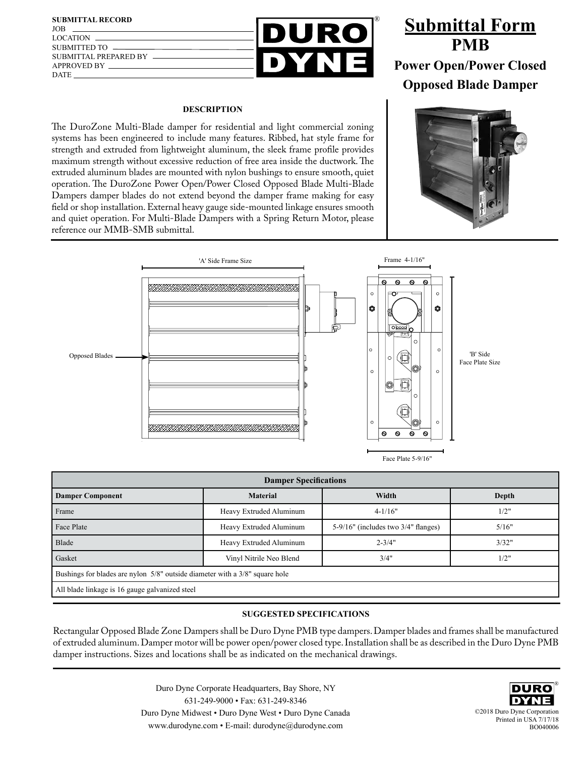**SUBMITTAL RECORD**
JOB
LOCATION
SUBMITTED TO
SUBMITTAL PREPARED BY
APPROVED BY
DATE

# Submittal Form
## PMB
### Power Open/Power Closed Opposed Blade Damper

**DESCRIPTION**

The DuroZone Multi-Blade damper for residential and light commercial zoning systems has been engineered to include many features. Ribbed, hat style frame for strength and extruded from lightweight aluminum, the sleek frame profile provides maximum strength without excessive reduction of free area inside the ductwork. The extruded aluminum blades are mounted with nylon bushings to ensure smooth, quiet operation. The DuroZone Power Open/Power Closed Opposed Blade Multi-Blade Dampers damper blades do not extend beyond the damper frame making for easy field or shop installation. External heavy gauge side-mounted linkage ensures smooth and quiet operation. For Multi-Blade Dampers with a Spring Return Motor, please reference our MMB-SMB submittal.

'A' Side Frame Size

Opposed Blades

Frame 4-1/16"

'B' Side Face Plate Size

Face Plate 5-9/16"

| Damper Specifications | | | |
|---|---|---|---|
| **Damper Component** | **Material** | **Width** | **Depth** |
| Frame | Heavy Extruded Aluminum | 4-1/16" | 1/2" |
| Face Plate | Heavy Extruded Aluminum | 5-9/16" (includes two 3/4" flanges) | 5/16" |
| Blade | Heavy Extruded Aluminum | 2-3/4" | 3/32" |
| Gasket | Vinyl Nitrile Neo Blend | 3/4" | 1/2" |
| Bushings for blades are nylon 5/8" outside diameter with a 3/8" square hole | | | |
| All blade linkage is 16 gauge galvanized steel | | | |

**SUGGESTED SPECIFICATIONS**

Rectangular Opposed Blade Zone Dampers shall be Duro Dyne PMB type dampers. Damper blades and frames shall be manufactured of extruded aluminum. Damper motor will be power open/power closed type. Installation shall be as described in the Duro Dyne PMB damper instructions. Sizes and locations shall be as indicated on the mechanical drawings.

Duro Dyne Corporate Headquarters, Bay Shore, NY
631-249-9000 • Fax: 631-249-8346
Duro Dyne Midwest • Duro Dyne West • Duro Dyne Canada
www.durodyne.com • E-mail: durodyne@durodyne.com

©2018 Duro Dyne Corporation
Printed in USA 7/17/18
BO040006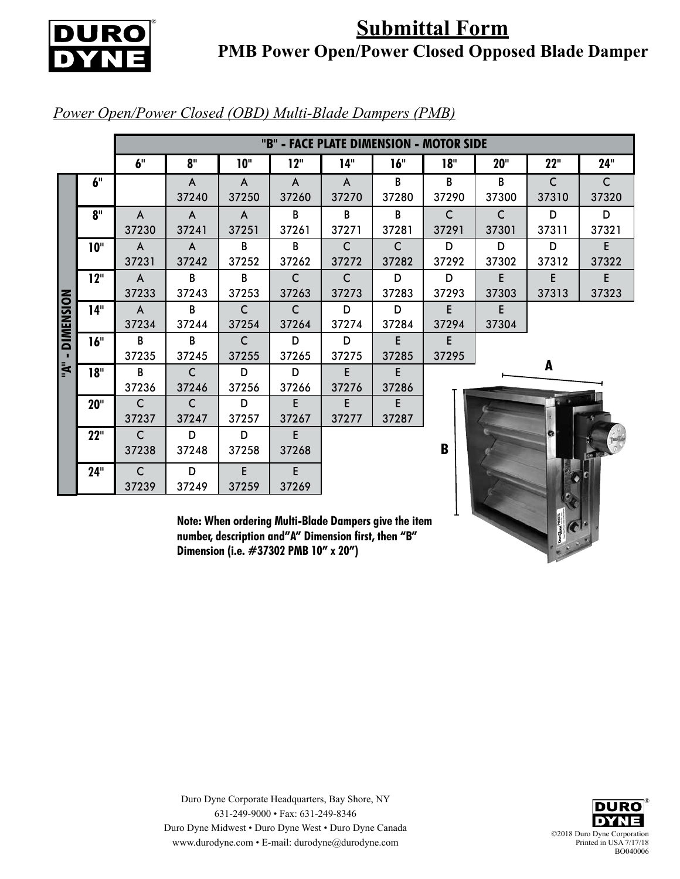# Submittal Form

## PMB Power Open/Power Closed Opposed Blade Damper

*Power Open/Power Closed (OBD) Multi-Blade Dampers (PMB)*

| | "B" - FACE PLATE DIMENSION - MOTOR SIDE | | | | | | | | | |
|---|---|---|---|---|---|---|---|---|---|---|
| "A" - DIMENSION | 6" | 8" | 10" | 12" | 14" | 16" | 18" | 20" | 22" | 24" |
| 6" | | A 37240 | A 37250 | A 37260 | A 37270 | B 37280 | B 37290 | B 37300 | C 37310 | C 37320 |
| 8" | A 37230 | A 37241 | A 37251 | B 37261 | B 37271 | B 37281 | C 37291 | C 37301 | D 37311 | D 37321 |
| 10" | A 37231 | A 37242 | B 37252 | B 37262 | C 37272 | C 37282 | D 37292 | D 37302 | D 37312 | E 37322 |
| 12" | A 37233 | B 37243 | B 37253 | C 37263 | C 37273 | D 37283 | D 37293 | E 37303 | E 37313 | E 37323 |
| 14" | A 37234 | B 37244 | C 37254 | C 37264 | D 37274 | D 37284 | E 37294 | E 37304 | | |
| 16" | B 37235 | B 37245 | C 37255 | D 37265 | D 37275 | E 37285 | E 37295 | | | |
| 18" | B 37236 | C 37246 | D 37256 | D 37266 | E 37276 | E 37286 | | | | |
| 20" | C 37237 | C 37247 | D 37257 | E 37267 | E 37277 | E 37287 | | | | |
| 22" | C 37238 | D 37248 | D 37258 | E 37268 | | | | | | |
| 24" | C 37239 | D 37249 | E 37259 | E 37269 | | | | | | |

A

B

**Note: When ordering Multi-Blade Dampers give the item number, description and "A" Dimension first, then "B" Dimension (i.e. #37302 PMB 10" x 20")**

Duro Dyne Corporate Headquarters, Bay Shore, NY
631-249-9000 • Fax: 631-249-8346
Duro Dyne Midwest • Duro Dyne West • Duro Dyne Canada
www.durodyne.com • E-mail: durodyne@durodyne.com

©2018 Duro Dyne Corporation
Printed in USA 7/17/18
BO040006